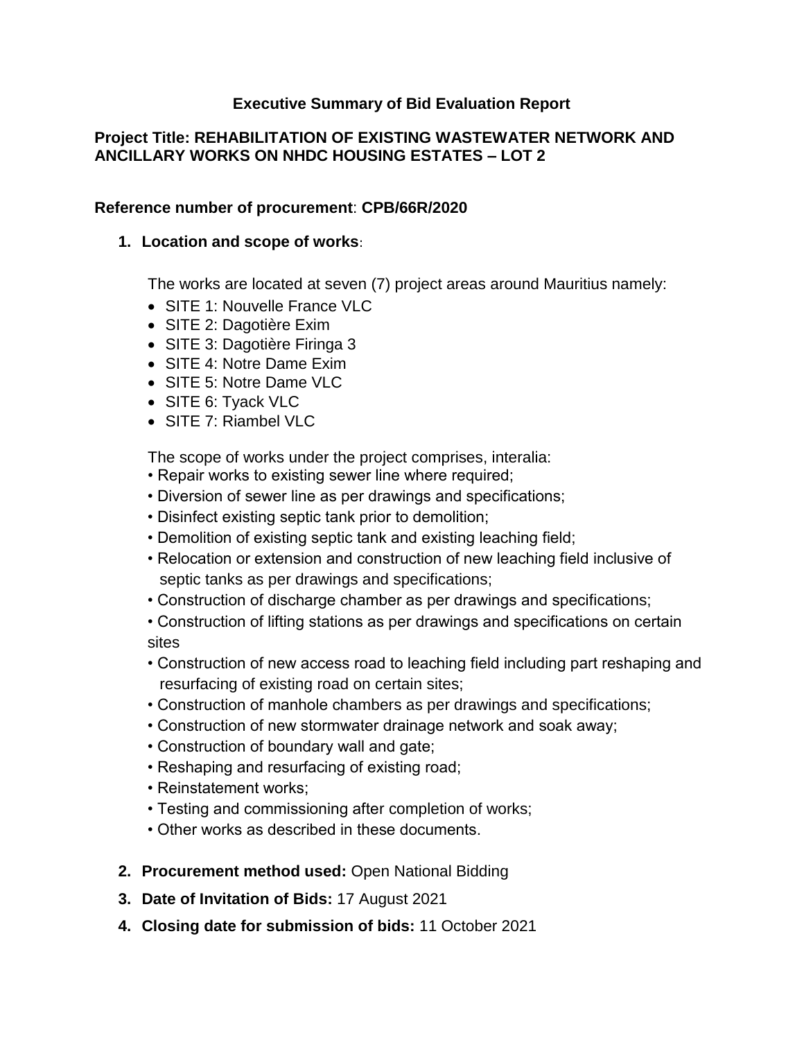# Executive Summary of Bid Evaluation Report

## Project Title: REHABILITATION OF EXISTING WASTEWATER NETWORK AND ANCILLARY WORKS ON NHDC HOUSING ESTATES – LOT 2

**Reference number of procurement**: **CPB/66R/2020**

1. **Location and scope of works**:

   The works are located at seven (7) project areas around Mauritius namely:

   - SITE 1: Nouvelle France VLC
   - SITE 2: Dagotière Exim
   - SITE 3: Dagotière Firinga 3
   - SITE 4: Notre Dame Exim
   - SITE 5: Notre Dame VLC
   - SITE 6: Tyack VLC
   - SITE 7: Riambel VLC

   The scope of works under the project comprises, interalia:

   - Repair works to existing sewer line where required;
   - Diversion of sewer line as per drawings and specifications;
   - Disinfect existing septic tank prior to demolition;
   - Demolition of existing septic tank and existing leaching field;
   - Relocation or extension and construction of new leaching field inclusive of septic tanks as per drawings and specifications;
   - Construction of discharge chamber as per drawings and specifications;
   - Construction of lifting stations as per drawings and specifications on certain sites
   - Construction of new access road to leaching field including part reshaping and resurfacing of existing road on certain sites;
   - Construction of manhole chambers as per drawings and specifications;
   - Construction of new stormwater drainage network and soak away;
   - Construction of boundary wall and gate;
   - Reshaping and resurfacing of existing road;
   - Reinstatement works;
   - Testing and commissioning after completion of works;
   - Other works as described in these documents.

2. **Procurement method used:** Open National Bidding
3. **Date of Invitation of Bids:** 17 August 2021
4. **Closing date for submission of bids:** 11 October 2021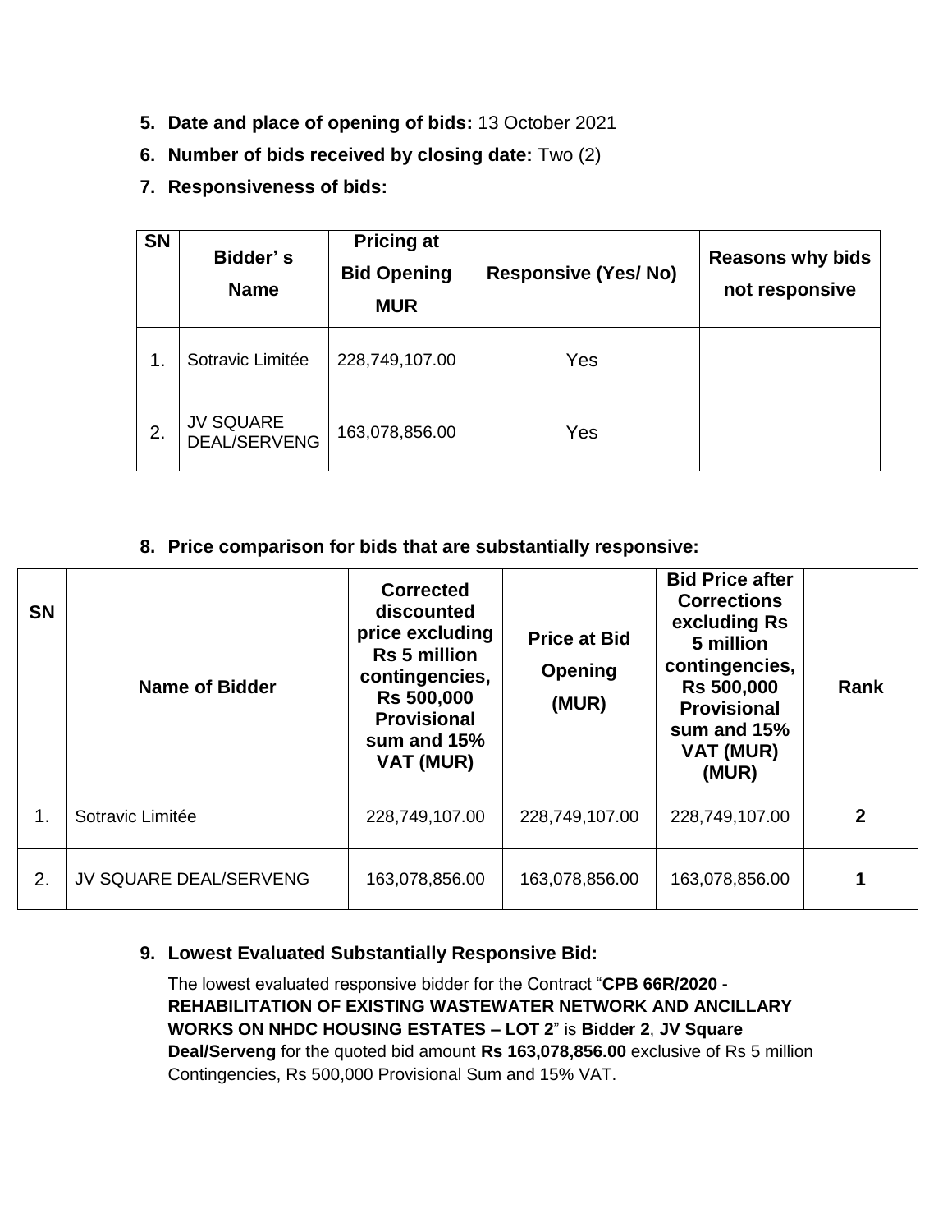5. **Date and place of opening of bids:** 13 October 2021
6. **Number of bids received by closing date:** Two (2)
7. **Responsiveness of bids:**

| SN | Bidder' s Name | Pricing at Bid Opening MUR | Responsive (Yes/ No) | Reasons why bids not responsive |
|---|---|---|---|---|
| 1. | Sotravic Limitée | 228,749,107.00 | Yes | |
| 2. | JV SQUARE DEAL/SERVENG | 163,078,856.00 | Yes | |

8. **Price comparison for bids that are substantially responsive:**

| SN | Name of Bidder | Corrected discounted price excluding Rs 5 million contingencies, Rs 500,000 Provisional sum and 15% VAT (MUR) | Price at Bid Opening (MUR) | Bid Price after Corrections excluding Rs 5 million contingencies, Rs 500,000 Provisional sum and 15% VAT (MUR) (MUR) | Rank |
|---|---|---|---|---|---|
| 1. | Sotravic Limitée | 228,749,107.00 | 228,749,107.00 | 228,749,107.00 | **2** |
| 2. | JV SQUARE DEAL/SERVENG | 163,078,856.00 | 163,078,856.00 | 163,078,856.00 | **1** |

9. **Lowest Evaluated Substantially Responsive Bid:**

   The lowest evaluated responsive bidder for the Contract "**CPB 66R/2020 - REHABILITATION OF EXISTING WASTEWATER NETWORK AND ANCILLARY WORKS ON NHDC HOUSING ESTATES – LOT 2**" is **Bidder 2**, **JV Square Deal/Serveng** for the quoted bid amount **Rs 163,078,856.00** exclusive of Rs 5 million Contingencies, Rs 500,000 Provisional Sum and 15% VAT.